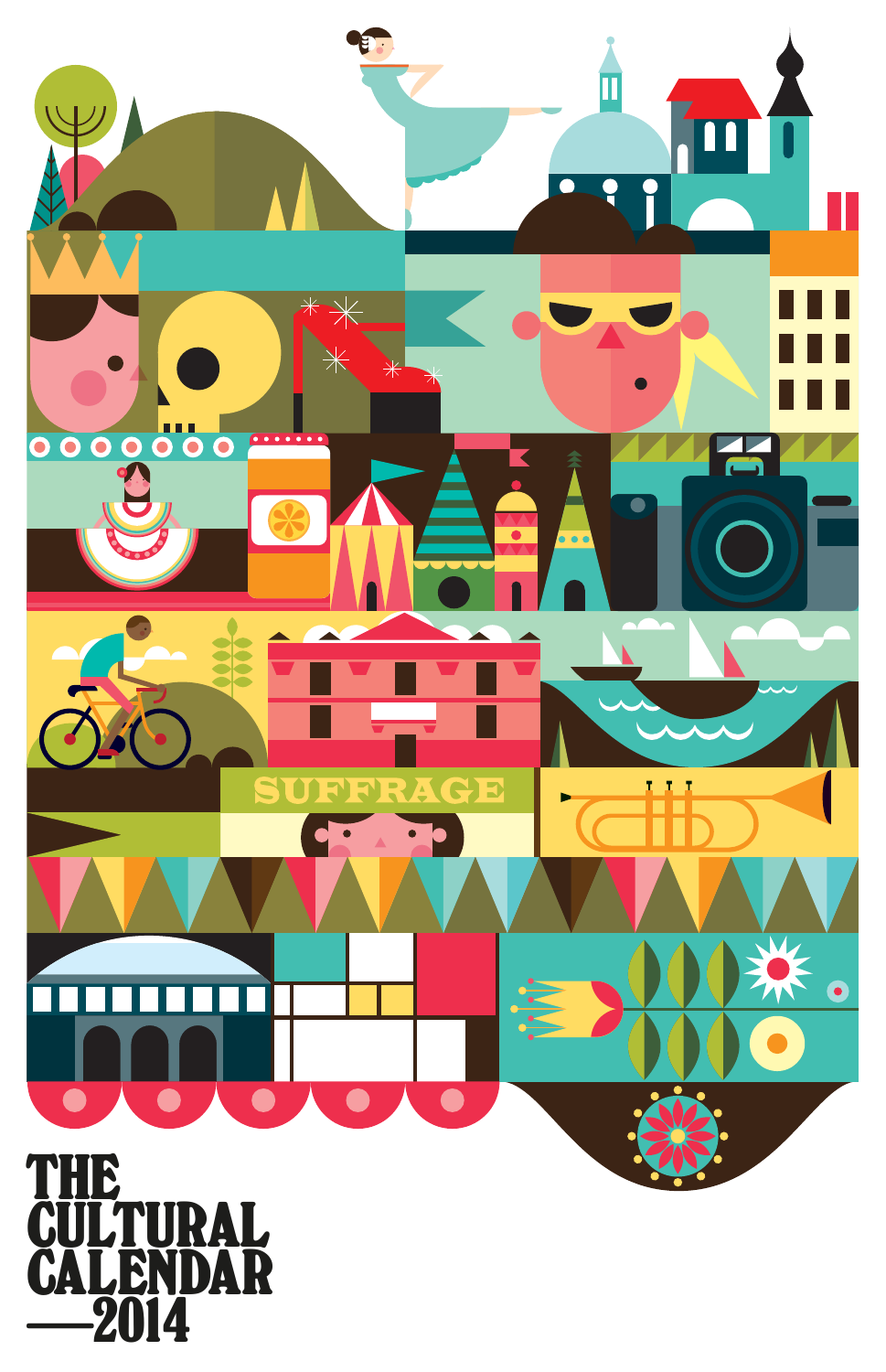SUFFRAGE

# THE CULTURAL CALENDAR —2014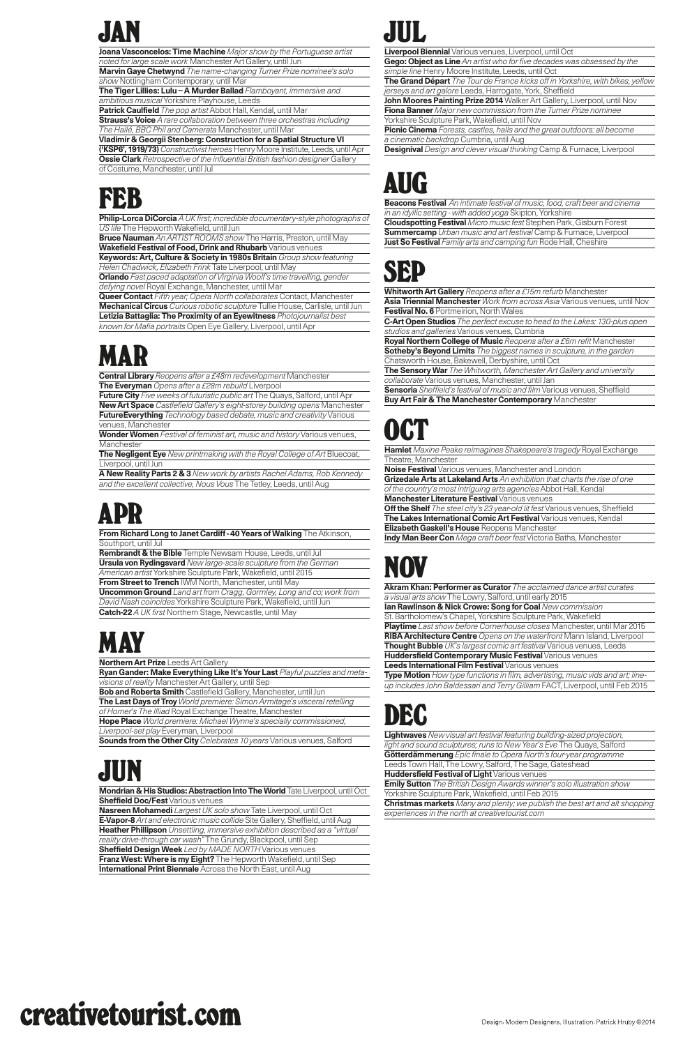# JAN

**Joana Vasconcelos: Time Machine** *Major show by the Portuguese artist noted for large scale work* Manchester Art Gallery, until Jun

**Marvin Gaye Chetwynd** *The name-changing Turner Prize nominee's solo show* Nottingham Contemporary, until Mar

**The Tiger Lillies: Lulu – A Murder Ballad** *Flamboyant, immersive and ambitious musical* Yorkshire Playhouse, Leeds

**Patrick Caulfield** *The pop artist* Abbot Hall, Kendal, until Mar

**Strauss's Voice** *A rare collaboration between three orchestras including The Hallé, BBC Phil and Camerata* Manchester, until Mar

**Vladimir & Georgii Stenberg: Construction for a Spatial Structure VI ('KSP6', 1919/73)** *Constructivist heroes* Henry Moore Institute, Leeds, until Apr

**Ossie Clark** *Retrospective of the influential British fashion designer* Gallery of Costume, Manchester, until Jul

# FEB

**Philip-Lorca DiCorcia** *A UK first; incredible documentary-style photographs of US life* The Hepworth Wakefield, until Jun

**Bruce Nauman** *An ARTIST ROOMS show* The Harris, Preston, until May

**Wakefield Festival of Food, Drink and Rhubarb** Various venues

**Keywords: Art, Culture & Society in 1980s Britain** *Group show featuring Helen Chadwick, Elizabeth Frink* Tate Liverpool, until May

**Orlando** *Fast paced adaptation of Virginia Woolf's time travelling, gender defying novel* Royal Exchange, Manchester, until Mar

**Queer Contact** *Fifth year; Opera North collaborates* Contact, Manchester

**Mechanical Circus** *Curious robotic sculpture* Tullie House, Carlisle, until Jun

**Letizia Battaglia: The Proximity of an Eyewitness** *Photojournalist best known for Mafia portraits* Open Eye Gallery, Liverpool, until Apr

# MAR

**Central Library** *Reopens after a £48m redevelopment* Manchester

**The Everyman** *Opens after a £28m rebuild* Liverpool

**Future City** *Five weeks of futuristic public art* The Quays, Salford, until Apr

**New Art Space** *Castlefield Gallery's eight-storey building opens* Manchester

**FutureEverything** *Technology based debate, music and creativity* Various venues, Manchester

**Wonder Women** *Festival of feminist art, music and history* Various venues, Manchester

**The Negligent Eye** *New printmaking with the Royal College of Art* Bluecoat, Liverpool, until Jun

**A New Reality Parts 2 & 3** *New work by artists Rachel Adams, Rob Kennedy and the excellent collective, Nous Vous* The Tetley, Leeds, until Aug

# APR

**From Richard Long to Janet Cardiff - 40 Years of Walking** The Atkinson, Southport, until Jul

**Rembrandt & the Bible** Temple Newsam House, Leeds, until Jul

**Ursula von Rydingsvard** *New large-scale sculpture from the German American artist* Yorkshire Sculpture Park, Wakefield, until 2015

**From Street to Trench** IWM North, Manchester, until May

**Uncommon Ground** *Land art from Cragg, Gormley, Long and co; work from David Nash coincides* Yorkshire Sculpture Park, Wakefield, until Jun

**Catch-22** *A UK first* Northern Stage, Newcastle, until May

# MAY

**Northern Art Prize** Leeds Art Gallery

**Ryan Gander: Make Everything Like It's Your Last** *Playful puzzles and meta-visions of reality* Manchester Art Gallery, until Sep

**Bob and Roberta Smith** Castlefield Gallery, Manchester, until Jun

**The Last Days of Troy** *World premiere: Simon Armitage's visceral retelling of Homer's The Illiad* Royal Exchange Theatre, Manchester

**Hope Place** *World premiere: Michael Wynne's specially commissioned, Liverpool-set play* Everyman, Liverpool

**Sounds from the Other City** *Celebrates 10 years* Various venues, Salford

# JUN

**Mondrian & His Studios: Abstraction Into The World** Tate Liverpool, until Oct

**Sheffield Doc/Fest** Various venues

**Nasreen Mohamedi** *Largest UK solo show* Tate Liverpool, until Oct

**E-Vapor-8** *Art and electronic music collide* Site Gallery, Sheffield, until Aug

**Heather Phillipson** *Unsettling, immersive exhibition described as a "virtual reality drive-through car wash"* The Grundy, Blackpool, until Sep

**Sheffield Design Week** *Led by MADE NORTH* Various venues

**Franz West: Where is my Eight?** The Hepworth Wakefield, until Sep

**International Print Biennale** Across the North East, until Aug

# JUL

**Liverpool Biennial** Various venues, Liverpool, until Oct

**Gego: Object as Line** *An artist who for five decades was obsessed by the simple line* Henry Moore Institute, Leeds, until Oct

**The Grand Départ** *The Tour de France kicks off in Yorkshire, with bikes, yellow jerseys and art galore* Leeds, Harrogate, York, Sheffield

**John Moores Painting Prize 2014** Walker Art Gallery, Liverpool, until Nov

**Fiona Banner** *Major new commission from the Turner Prize nominee* Yorkshire Sculpture Park, Wakefield, until Nov

**Picnic Cinema** *Forests, castles, halls and the great outdoors: all become a cinematic backdrop* Cumbria, until Aug

**Designival** *Design and clever visual thinking* Camp & Furnace, Liverpool

# AUG

**Beacons Festival** *An intimate festival of music, food, craft beer and cinema in an idyllic setting - with added yoga* Skipton, Yorkshire

**Cloudspotting Festival** *Micro music fest* Stephen Park, Gisburn Forest

**Summercamp** *Urban music and art festival* Camp & Furnace, Liverpool

**Just So Festival** *Family arts and camping fun* Rode Hall, Cheshire

# SEP

**Whitworth Art Gallery** *Reopens after a £15m refurb* Manchester

**Asia Triennial Manchester** *Work from across Asia* Various venues, until Nov

**Festival No. 6** Portmeirion, North Wales

**C-Art Open Studios** *The perfect excuse to head to the Lakes: 130-plus open studios and galleries* Various venues, Cumbria

**Royal Northern College of Music** *Reopens after a £6m refit* Manchester

**Sotheby's Beyond Limits** *The biggest names in sculpture, in the garden* Chatsworth House, Bakewell, Derbyshire, until Oct

**The Sensory War** *The Whitworth, Manchester Art Gallery and university collaborate* Various venues, Manchester, until Jan

**Sensoria** *Sheffield's festival of music and film* Various venues, Sheffield

**Buy Art Fair & The Manchester Contemporary** Manchester

# OCT

**Hamlet** *Maxine Peake reimagines Shakespeare's tragedy* Royal Exchange Theatre, Manchester

**Noise Festival** Various venues, Manchester and London

**Grizedale Arts at Lakeland Arts** *An exhibition that charts the rise of one of the country's most intriguing arts agencies* Abbot Hall, Kendal

**Manchester Literature Festival** Various venues

**Off the Shelf** *The steel city's 23 year-old lit fest* Various venues, Sheffield

**The Lakes International Comic Art Festival** Various venues, Kendal

**Elizabeth Gaskell's House** Reopens Manchester

**Indy Man Beer Con** *Mega craft beer fest* Victoria Baths, Manchester

# NOV

**Akram Khan: Performer as Curator** *The acclaimed dance artist curates a visual arts show* The Lowry, Salford, until early 2015

**Ian Rawlinson & Nick Crowe: Song for Coal** *New commission* St. Bartholomew's Chapel, Yorkshire Sculpture Park, Wakefield

**Playtime** *Last show before Cornerhouse closes* Manchester, until Mar 2015

**RIBA Architecture Centre** *Opens on the waterfront* Mann Island, Liverpool

**Thought Bubble** *UK's largest comic art festival* Various venues, Leeds

**Huddersfield Contemporary Music Festival** Various venues

**Leeds International Film Festival** Various venues

**Type Motion** *How type functions in film, advertising, music vids and art; line-up includes John Baldessari and Terry Gilliam* FACT, Liverpool, until Feb 2015

# DEC

**Lightwaves** *New visual art festival featuring building-sized projection, light and sound sculptures; runs to New Year's Eve* The Quays, Salford

**Götterdämmerung** *Epic finale to Opera North's four-year programme* Leeds Town Hall, The Lowry, Salford, The Sage, Gateshead

**Huddersfield Festival of Light** Various venues

**Emily Sutton** *The British Design Awards winner's solo illustration show* Yorkshire Sculpture Park, Wakefield, until Feb 2015

**Christmas markets** *Many and plenty; we publish the best art and alt shopping experiences in the north at creativetourist.com*

# creativetourist.com

Design: Modern Designers. Illustration: Patrick Hruby ©2014